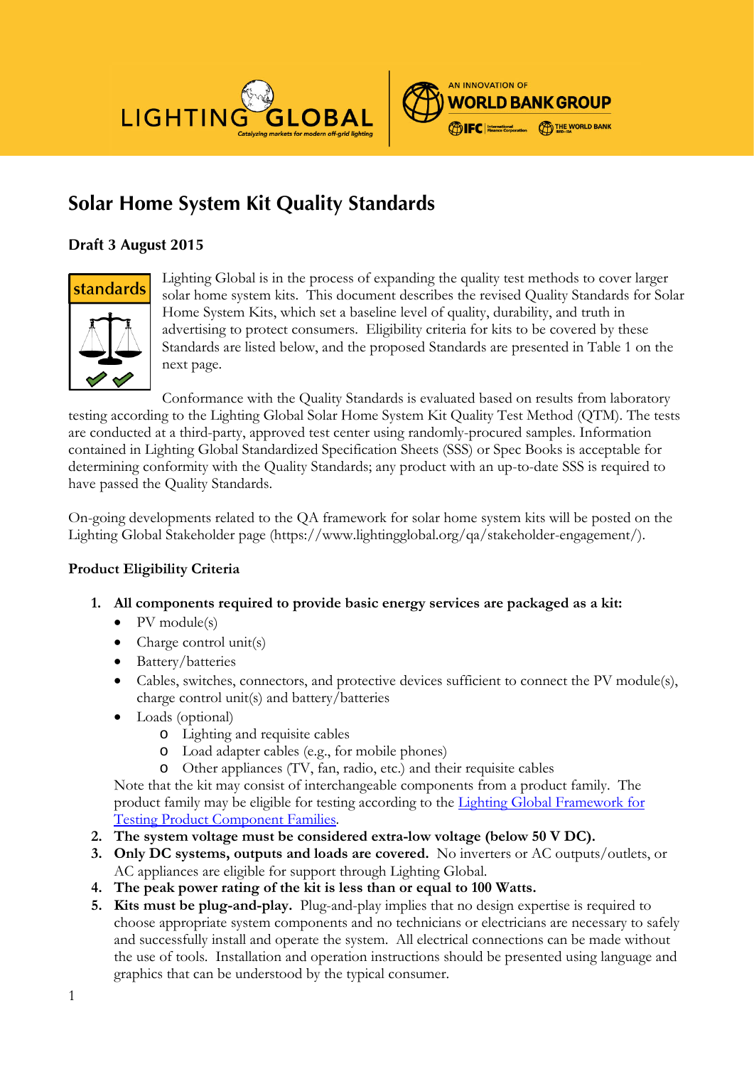# Solar Home System Kit Quality Standards

## Draft 3 August 2015

standards

Lighting Global is in the process of expanding the quality test methods to cover larger solar home system kits. This document describes the revised Quality Standards for Solar Home System Kits, which set a baseline level of quality, durability, and truth in advertising to protect consumers. Eligibility criteria for kits to be covered by these Standards are listed below, and the proposed Standards are presented in Table 1 on the next page.

Conformance with the Quality Standards is evaluated based on results from laboratory testing according to the Lighting Global Solar Home System Kit Quality Test Method (QTM). The tests are conducted at a third-party, approved test center using randomly-procured samples. Information contained in Lighting Global Standardized Specification Sheets (SSS) or Spec Books is acceptable for determining conformity with the Quality Standards; any product with an up-to-date SSS is required to have passed the Quality Standards.

On-going developments related to the QA framework for solar home system kits will be posted on the Lighting Global Stakeholder page (https://www.lightingglobal.org/qa/stakeholder-engagement/).

### Product Eligibility Criteria

1. **All components required to provide basic energy services are packaged as a kit:**
   - PV module(s)
   - Charge control unit(s)
   - Battery/batteries
   - Cables, switches, connectors, and protective devices sufficient to connect the PV module(s), charge control unit(s) and battery/batteries
   - Loads (optional)
     - Lighting and requisite cables
     - Load adapter cables (e.g., for mobile phones)
     - Other appliances (TV, fan, radio, etc.) and their requisite cables

   Note that the kit may consist of interchangeable components from a product family. The product family may be eligible for testing according to the Lighting Global Framework for Testing Product Component Families.
2. **The system voltage must be considered extra-low voltage (below 50 V DC).**
3. **Only DC systems, outputs and loads are covered.** No inverters or AC outputs/outlets, or AC appliances are eligible for support through Lighting Global.
4. **The peak power rating of the kit is less than or equal to 100 Watts.**
5. **Kits must be plug-and-play.** Plug-and-play implies that no design expertise is required to choose appropriate system components and no technicians or electricians are necessary to safely and successfully install and operate the system. All electrical connections can be made without the use of tools. Installation and operation instructions should be presented using language and graphics that can be understood by the typical consumer.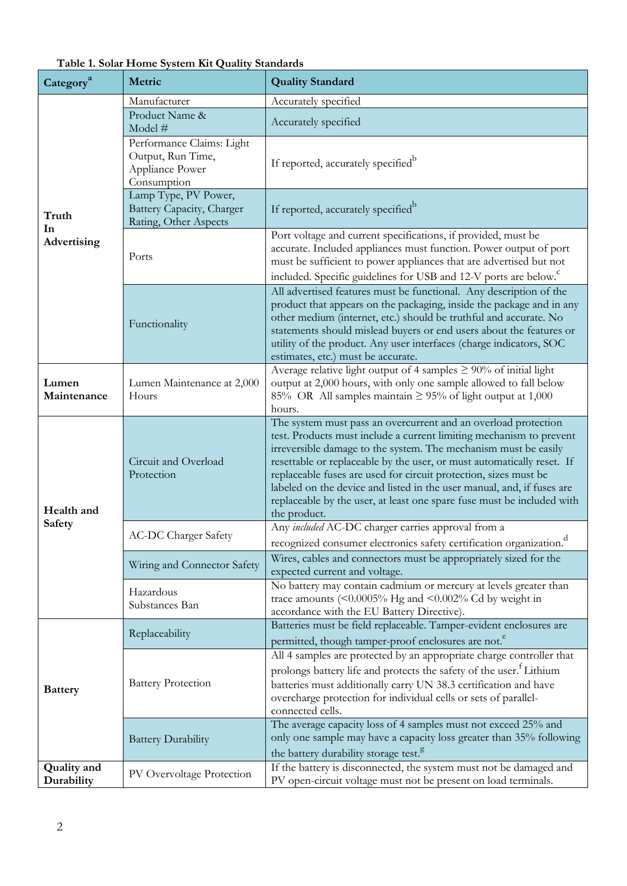**Table 1. Solar Home System Kit Quality Standards**

| Category[a] | Metric | Quality Standard |
|---|---|---|
| Truth In Advertising | Manufacturer | Accurately specified |
| | Product Name & Model # | Accurately specified |
| | Performance Claims: Light Output, Run Time, Appliance Power Consumption | If reported, accurately specified[b] |
| | Lamp Type, PV Power, Battery Capacity, Charger Rating, Other Aspects | If reported, accurately specified[b] |
| | Ports | Port voltage and current specifications, if provided, must be accurate. Included appliances must function. Power output of port must be sufficient to power appliances that are advertised but not included. Specific guidelines for USB and 12-V ports are below.[c] |
| | Functionality | All advertised features must be functional. Any description of the product that appears on the packaging, inside the package and in any other medium (internet, etc.) should be truthful and accurate. No statements should mislead buyers or end users about the features or utility of the product. Any user interfaces (charge indicators, SOC estimates, etc.) must be accurate. |
| Lumen Maintenance | Lumen Maintenance at 2,000 Hours | Average relative light output of 4 samples ≥ 90% of initial light output at 2,000 hours, with only one sample allowed to fall below 85% OR All samples maintain ≥ 95% of light output at 1,000 hours. |
| Health and Safety | Circuit and Overload Protection | The system must pass an overcurrent and an overload protection test. Products must include a current limiting mechanism to prevent irreversible damage to the system. The mechanism must be easily resettable or replaceable by the user, or must automatically reset. If replaceable fuses are used for circuit protection, sizes must be labeled on the device and listed in the user manual, and, if fuses are replaceable by the user, at least one spare fuse must be included with the product. |
| | AC-DC Charger Safety | Any *included* AC-DC charger carries approval from a recognized consumer electronics safety certification organization.[d] |
| | Wiring and Connector Safety | Wires, cables and connectors must be appropriately sized for the expected current and voltage. |
| | Hazardous Substances Ban | No battery may contain cadmium or mercury at levels greater than trace amounts (<0.0005% Hg and <0.002% Cd by weight in accordance with the EU Battery Directive). |
| Battery | Replaceability | Batteries must be field replaceable. Tamper-evident enclosures are permitted, though tamper-proof enclosures are not.[e] |
| | Battery Protection | All 4 samples are protected by an appropriate charge controller that prolongs battery life and protects the safety of the user.[f] Lithium batteries must additionally carry UN 38.3 certification and have overcharge protection for individual cells or sets of parallel-connected cells. |
| | Battery Durability | The average capacity loss of 4 samples must not exceed 25% and only one sample may have a capacity loss greater than 35% following the battery durability storage test.[g] |
| Quality and Durability | PV Overvoltage Protection | If the battery is disconnected, the system must not be damaged and PV open-circuit voltage must not be present on load terminals. |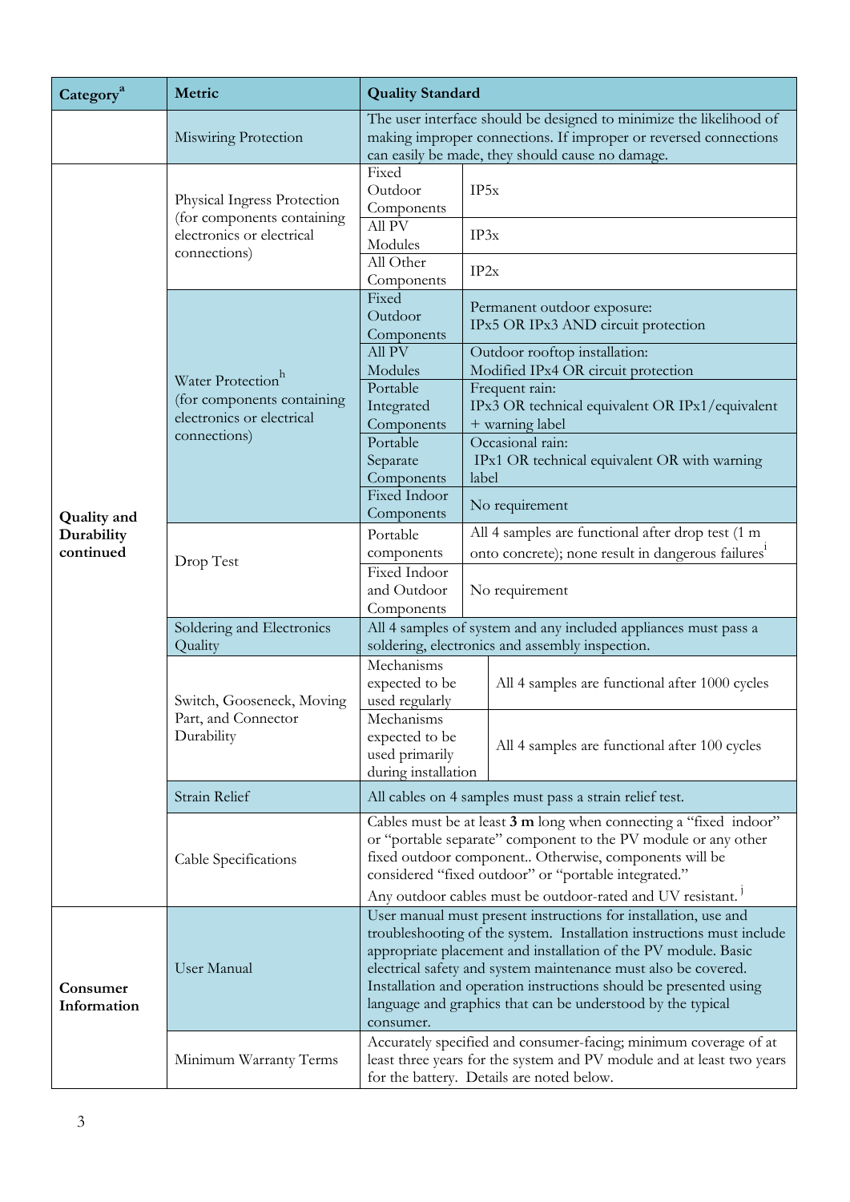| Category[a] | Metric | Quality Standard | |
|---|---|---|---|
| | Miswiring Protection | The user interface should be designed to minimize the likelihood of making improper connections. If improper or reversed connections can easily be made, they should cause no damage. | |
| Quality and Durability continued | Physical Ingress Protection (for components containing electronics or electrical connections) | Fixed Outdoor Components | IP5x |
| | | All PV Modules | IP3x |
| | | All Other Components | IP2x |
| | Water Protection[h] (for components containing electronics or electrical connections) | Fixed Outdoor Components | Permanent outdoor exposure: IPx5 OR IPx3 AND circuit protection |
| | | All PV Modules | Outdoor rooftop installation: Modified IPx4 OR circuit protection |
| | | Portable Integrated Components | Frequent rain: IPx3 OR technical equivalent OR IPx1/equivalent + warning label |
| | | Portable Separate Components | Occasional rain: IPx1 OR technical equivalent OR with warning label |
| | | Fixed Indoor Components | No requirement |
| | Drop Test | Portable components | All 4 samples are functional after drop test (1 m onto concrete); none result in dangerous failures[i] |
| | | Fixed Indoor and Outdoor Components | No requirement |
| | Soldering and Electronics Quality | All 4 samples of system and any included appliances must pass a soldering, electronics and assembly inspection. | |
| | Switch, Gooseneck, Moving Part, and Connector Durability | Mechanisms expected to be used regularly | All 4 samples are functional after 1000 cycles |
| | | Mechanisms expected to be used primarily during installation | All 4 samples are functional after 100 cycles |
| | Strain Relief | All cables on 4 samples must pass a strain relief test. | |
| | Cable Specifications | Cables must be at least **3 m** long when connecting a "fixed indoor" or "portable separate" component to the PV module or any other fixed outdoor component.. Otherwise, components will be considered "fixed outdoor" or "portable integrated." Any outdoor cables must be outdoor-rated and UV resistant.[j] | |
| Consumer Information | User Manual | User manual must present instructions for installation, use and troubleshooting of the system. Installation instructions must include appropriate placement and installation of the PV module. Basic electrical safety and system maintenance must also be covered. Installation and operation instructions should be presented using language and graphics that can be understood by the typical consumer. | |
| | Minimum Warranty Terms | Accurately specified and consumer-facing; minimum coverage of at least three years for the system and PV module and at least two years for the battery. Details are noted below. | |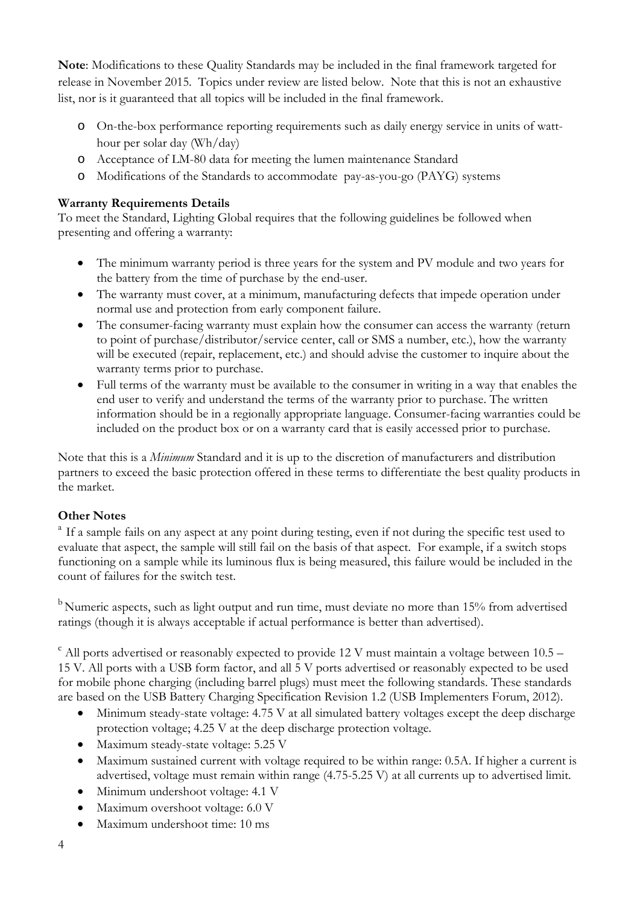**Note**: Modifications to these Quality Standards may be included in the final framework targeted for release in November 2015. Topics under review are listed below. Note that this is not an exhaustive list, nor is it guaranteed that all topics will be included in the final framework.

- On-the-box performance reporting requirements such as daily energy service in units of watt-hour per solar day (Wh/day)
- Acceptance of LM-80 data for meeting the lumen maintenance Standard
- Modifications of the Standards to accommodate pay-as-you-go (PAYG) systems

**Warranty Requirements Details**

To meet the Standard, Lighting Global requires that the following guidelines be followed when presenting and offering a warranty:

- The minimum warranty period is three years for the system and PV module and two years for the battery from the time of purchase by the end-user.
- The warranty must cover, at a minimum, manufacturing defects that impede operation under normal use and protection from early component failure.
- The consumer-facing warranty must explain how the consumer can access the warranty (return to point of purchase/distributor/service center, call or SMS a number, etc.), how the warranty will be executed (repair, replacement, etc.) and should advise the customer to inquire about the warranty terms prior to purchase.
- Full terms of the warranty must be available to the consumer in writing in a way that enables the end user to verify and understand the terms of the warranty prior to purchase. The written information should be in a regionally appropriate language. Consumer-facing warranties could be included on the product box or on a warranty card that is easily accessed prior to purchase.

Note that this is a *Minimum* Standard and it is up to the discretion of manufacturers and distribution partners to exceed the basic protection offered in these terms to differentiate the best quality products in the market.

**Other Notes**

[a] If a sample fails on any aspect at any point during testing, even if not during the specific test used to evaluate that aspect, the sample will still fail on the basis of that aspect. For example, if a switch stops functioning on a sample while its luminous flux is being measured, this failure would be included in the count of failures for the switch test.

[b] Numeric aspects, such as light output and run time, must deviate no more than 15% from advertised ratings (though it is always acceptable if actual performance is better than advertised).

[c] All ports advertised or reasonably expected to provide 12 V must maintain a voltage between 10.5 – 15 V. All ports with a USB form factor, and all 5 V ports advertised or reasonably expected to be used for mobile phone charging (including barrel plugs) must meet the following standards. These standards are based on the USB Battery Charging Specification Revision 1.2 (USB Implementers Forum, 2012).

- Minimum steady-state voltage: 4.75 V at all simulated battery voltages except the deep discharge protection voltage; 4.25 V at the deep discharge protection voltage.
- Maximum steady-state voltage: 5.25 V
- Maximum sustained current with voltage required to be within range: 0.5A. If higher a current is advertised, voltage must remain within range (4.75-5.25 V) at all currents up to advertised limit.
- Minimum undershoot voltage: 4.1 V
- Maximum overshoot voltage: 6.0 V
- Maximum undershoot time: 10 ms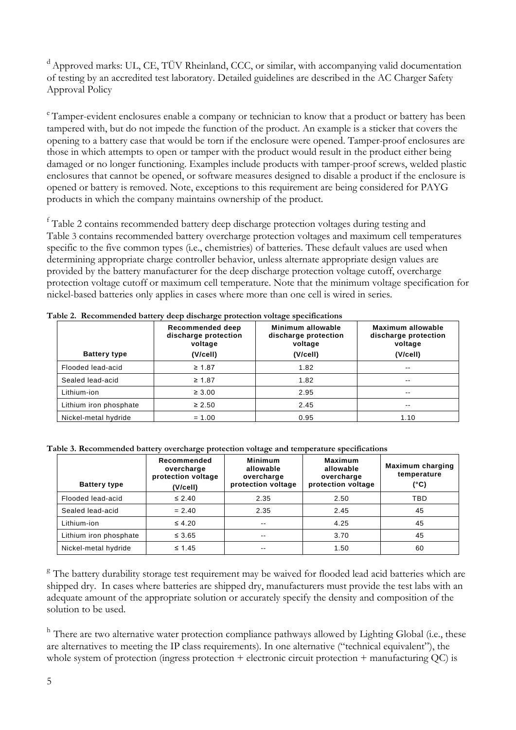[d] Approved marks: UL, CE, TÜV Rheinland, CCC, or similar, with accompanying valid documentation of testing by an accredited test laboratory. Detailed guidelines are described in the AC Charger Safety Approval Policy

[e] Tamper-evident enclosures enable a company or technician to know that a product or battery has been tampered with, but do not impede the function of the product. An example is a sticker that covers the opening to a battery case that would be torn if the enclosure were opened. Tamper-proof enclosures are those in which attempts to open or tamper with the product would result in the product either being damaged or no longer functioning. Examples include products with tamper-proof screws, welded plastic enclosures that cannot be opened, or software measures designed to disable a product if the enclosure is opened or battery is removed. Note, exceptions to this requirement are being considered for PAYG products in which the company maintains ownership of the product.

[f] Table 2 contains recommended battery deep discharge protection voltages during testing and Table 3 contains recommended battery overcharge protection voltages and maximum cell temperatures specific to the five common types (i.e., chemistries) of batteries. These default values are used when determining appropriate charge controller behavior, unless alternate appropriate design values are provided by the battery manufacturer for the deep discharge protection voltage cutoff, overcharge protection voltage cutoff or maximum cell temperature. Note that the minimum voltage specification for nickel-based batteries only applies in cases where more than one cell is wired in series.

**Table 2. Recommended battery deep discharge protection voltage specifications**

| Battery type | Recommended deep discharge protection voltage (V/cell) | Minimum allowable discharge protection voltage (V/cell) | Maximum allowable discharge protection voltage (V/cell) |
|---|---|---|---|
| Flooded lead-acid | ≥ 1.87 | 1.82 | -- |
| Sealed lead-acid | ≥ 1.87 | 1.82 | -- |
| Lithium-ion | ≥ 3.00 | 2.95 | -- |
| Lithium iron phosphate | ≥ 2.50 | 2.45 | -- |
| Nickel-metal hydride | = 1.00 | 0.95 | 1.10 |

**Table 3. Recommended battery overcharge protection voltage and temperature specifications**

| Battery type | Recommended overcharge protection voltage (V/cell) | Minimum allowable overcharge protection voltage | Maximum allowable overcharge protection voltage | Maximum charging temperature (°C) |
|---|---|---|---|---|
| Flooded lead-acid | ≤ 2.40 | 2.35 | 2.50 | TBD |
| Sealed lead-acid | = 2.40 | 2.35 | 2.45 | 45 |
| Lithium-ion | ≤ 4.20 | -- | 4.25 | 45 |
| Lithium iron phosphate | ≤ 3.65 | -- | 3.70 | 45 |
| Nickel-metal hydride | ≤ 1.45 | -- | 1.50 | 60 |

[g] The battery durability storage test requirement may be waived for flooded lead acid batteries which are shipped dry. In cases where batteries are shipped dry, manufacturers must provide the test labs with an adequate amount of the appropriate solution or accurately specify the density and composition of the solution to be used.

[h] There are two alternative water protection compliance pathways allowed by Lighting Global (i.e., these are alternatives to meeting the IP class requirements). In one alternative ("technical equivalent"), the whole system of protection (ingress protection + electronic circuit protection + manufacturing QC) is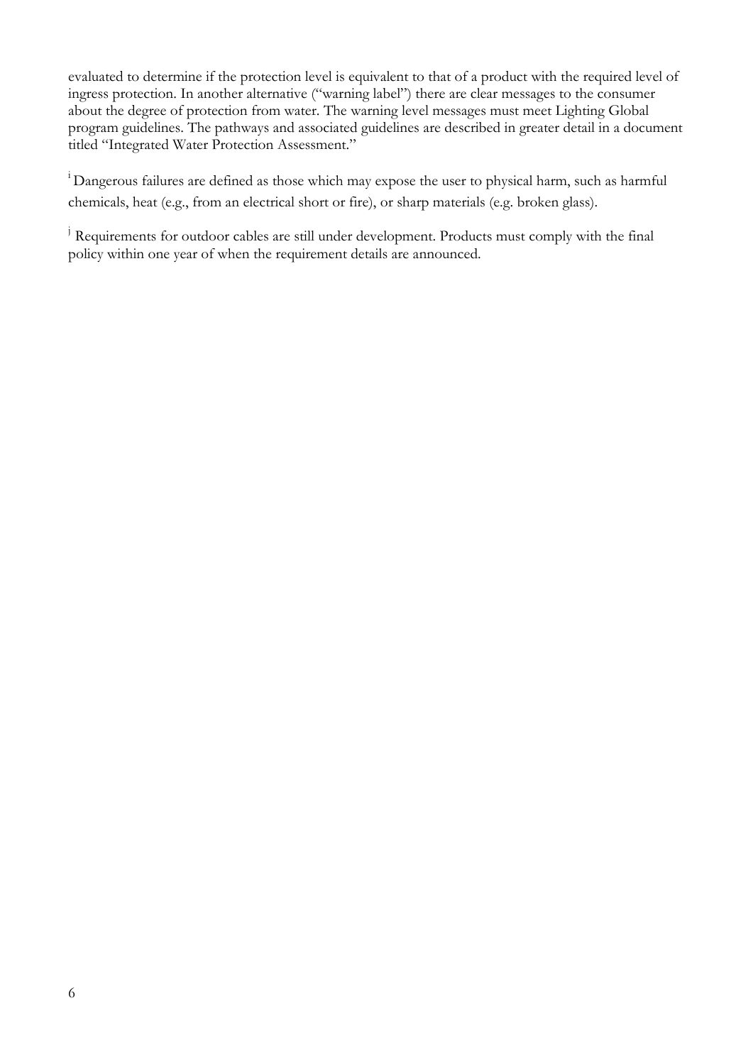evaluated to determine if the protection level is equivalent to that of a product with the required level of ingress protection. In another alternative ("warning label") there are clear messages to the consumer about the degree of protection from water. The warning level messages must meet Lighting Global program guidelines. The pathways and associated guidelines are described in greater detail in a document titled "Integrated Water Protection Assessment."

[i] Dangerous failures are defined as those which may expose the user to physical harm, such as harmful chemicals, heat (e.g., from an electrical short or fire), or sharp materials (e.g. broken glass).

[j] Requirements for outdoor cables are still under development. Products must comply with the final policy within one year of when the requirement details are announced.